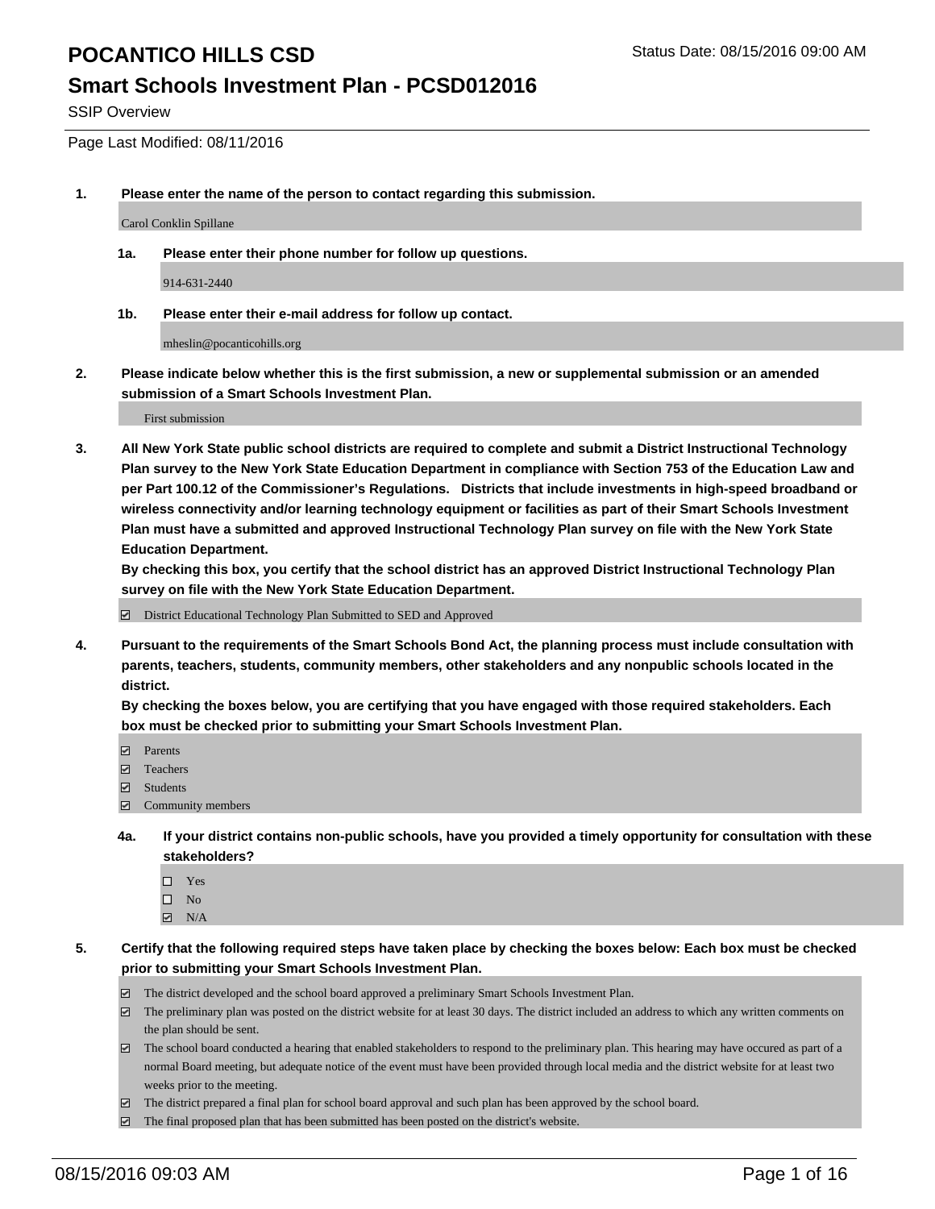# POCANTICO HILLS CSD

Status Date: 08/15/2016 09:00 AM

## Smart Schools Investment Plan - PCSD012016

SSIP Overview

Page Last Modified: 08/11/2016

**1. Please enter the name of the person to contact regarding this submission.**

Carol Conklin Spillane

**1a. Please enter their phone number for follow up questions.**

914-631-2440

**1b. Please enter their e-mail address for follow up contact.**

mheslin@pocanticohills.org

**2. Please indicate below whether this is the first submission, a new or supplemental submission or an amended submission of a Smart Schools Investment Plan.**

First submission

**3. All New York State public school districts are required to complete and submit a District Instructional Technology Plan survey to the New York State Education Department in compliance with Section 753 of the Education Law and per Part 100.12 of the Commissioner's Regulations. Districts that include investments in high-speed broadband or wireless connectivity and/or learning technology equipment or facilities as part of their Smart Schools Investment Plan must have a submitted and approved Instructional Technology Plan survey on file with the New York State Education Department.**

**By checking this box, you certify that the school district has an approved District Instructional Technology Plan survey on file with the New York State Education Department.**

☑ District Educational Technology Plan Submitted to SED and Approved

**4. Pursuant to the requirements of the Smart Schools Bond Act, the planning process must include consultation with parents, teachers, students, community members, other stakeholders and any nonpublic schools located in the district.**

**By checking the boxes below, you are certifying that you have engaged with those required stakeholders. Each box must be checked prior to submitting your Smart Schools Investment Plan.**

☑ Parents
☑ Teachers
☑ Students
☑ Community members

**4a. If your district contains non-public schools, have you provided a timely opportunity for consultation with these stakeholders?**

☐ Yes
☐ No
☑ N/A

**5. Certify that the following required steps have taken place by checking the boxes below: Each box must be checked prior to submitting your Smart Schools Investment Plan.**

☑ The district developed and the school board approved a preliminary Smart Schools Investment Plan.
☑ The preliminary plan was posted on the district website for at least 30 days. The district included an address to which any written comments on the plan should be sent.
☑ The school board conducted a hearing that enabled stakeholders to respond to the preliminary plan. This hearing may have occured as part of a normal Board meeting, but adequate notice of the event must have been provided through local media and the district website for at least two weeks prior to the meeting.
☑ The district prepared a final plan for school board approval and such plan has been approved by the school board.
☑ The final proposed plan that has been submitted has been posted on the district's website.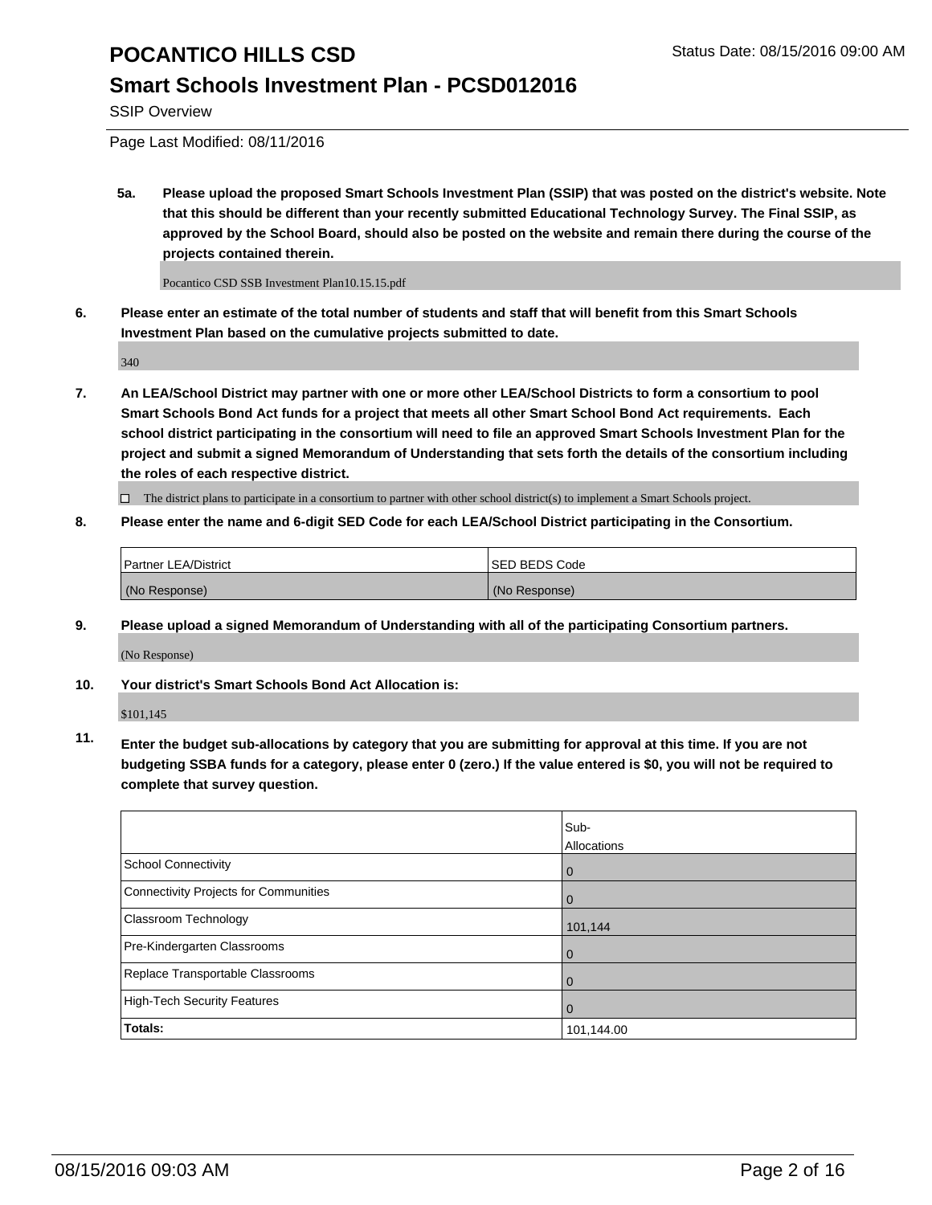# POCANTICO HILLS CSD

Status Date: 08/15/2016 09:00 AM

## Smart Schools Investment Plan - PCSD012016

SSIP Overview

Page Last Modified: 08/11/2016

**5a. Please upload the proposed Smart Schools Investment Plan (SSIP) that was posted on the district's website. Note that this should be different than your recently submitted Educational Technology Survey. The Final SSIP, as approved by the School Board, should also be posted on the website and remain there during the course of the projects contained therein.**

Pocantico CSD SSB Investment Plan10.15.15.pdf

**6. Please enter an estimate of the total number of students and staff that will benefit from this Smart Schools Investment Plan based on the cumulative projects submitted to date.**

340

**7. An LEA/School District may partner with one or more other LEA/School Districts to form a consortium to pool Smart Schools Bond Act funds for a project that meets all other Smart School Bond Act requirements. Each school district participating in the consortium will need to file an approved Smart Schools Investment Plan for the project and submit a signed Memorandum of Understanding that sets forth the details of the consortium including the roles of each respective district.**

☐ The district plans to participate in a consortium to partner with other school district(s) to implement a Smart Schools project.

**8. Please enter the name and 6-digit SED Code for each LEA/School District participating in the Consortium.**

| Partner LEA/District | SED BEDS Code |
|---|---|
| (No Response) | (No Response) |

**9. Please upload a signed Memorandum of Understanding with all of the participating Consortium partners.**

(No Response)

**10. Your district's Smart Schools Bond Act Allocation is:**

$101,145

**11. Enter the budget sub-allocations by category that you are submitting for approval at this time. If you are not budgeting SSBA funds for a category, please enter 0 (zero.) If the value entered is $0, you will not be required to complete that survey question.**

| | Sub-Allocations |
|---|---|
| School Connectivity | 0 |
| Connectivity Projects for Communities | 0 |
| Classroom Technology | 101,144 |
| Pre-Kindergarten Classrooms | 0 |
| Replace Transportable Classrooms | 0 |
| High-Tech Security Features | 0 |
| **Totals:** | 101,144.00 |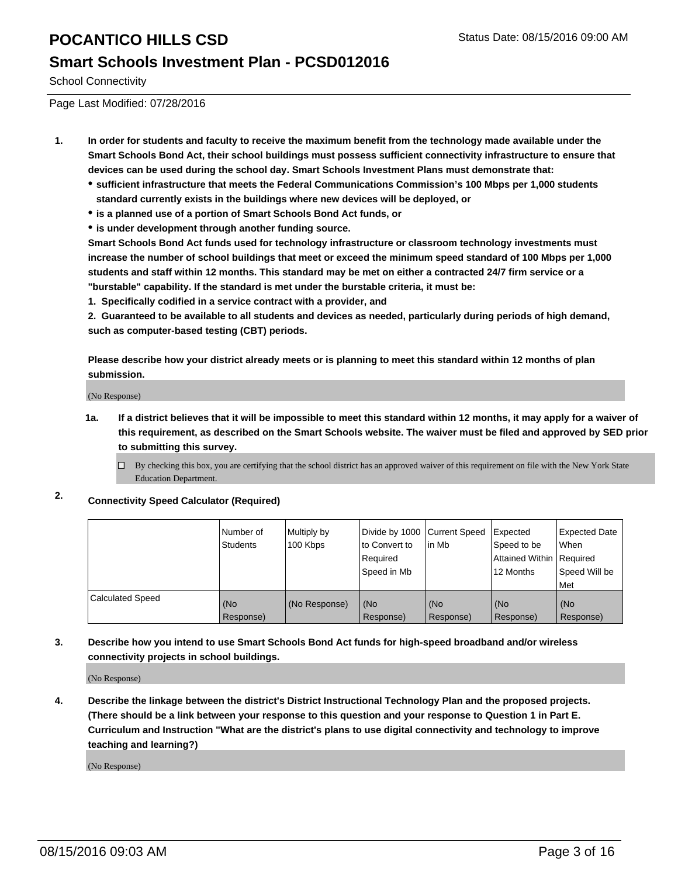# POCANTICO HILLS CSD

Status Date: 08/15/2016 09:00 AM

## Smart Schools Investment Plan - PCSD012016

School Connectivity

Page Last Modified: 07/28/2016

1. **In order for students and faculty to receive the maximum benefit from the technology made available under the Smart Schools Bond Act, their school buildings must possess sufficient connectivity infrastructure to ensure that devices can be used during the school day. Smart Schools Investment Plans must demonstrate that:**
   - **sufficient infrastructure that meets the Federal Communications Commission's 100 Mbps per 1,000 students standard currently exists in the buildings where new devices will be deployed, or**
   - **is a planned use of a portion of Smart Schools Bond Act funds, or**
   - **is under development through another funding source.**

   **Smart Schools Bond Act funds used for technology infrastructure or classroom technology investments must increase the number of school buildings that meet or exceed the minimum speed standard of 100 Mbps per 1,000 students and staff within 12 months. This standard may be met on either a contracted 24/7 firm service or a "burstable" capability. If the standard is met under the burstable criteria, it must be:**

   **1. Specifically codified in a service contract with a provider, and**

   **2. Guaranteed to be available to all students and devices as needed, particularly during periods of high demand, such as computer-based testing (CBT) periods.**

   **Please describe how your district already meets or is planning to meet this standard within 12 months of plan submission.**

   (No Response)

   **1a. If a district believes that it will be impossible to meet this standard within 12 months, it may apply for a waiver of this requirement, as described on the Smart Schools website. The waiver must be filed and approved by SED prior to submitting this survey.**

   ☐ By checking this box, you are certifying that the school district has an approved waiver of this requirement on file with the New York State Education Department.

2. **Connectivity Speed Calculator (Required)**

| | Number of Students | Multiply by 100 Kbps | Divide by 1000 to Convert to Required Speed in Mb | Current Speed in Mb | Expected Speed to be Attained Within 12 Months | Expected Date When Required Speed Will be Met |
|---|---|---|---|---|---|---|
| Calculated Speed | (No Response) | (No Response) | (No Response) | (No Response) | (No Response) | (No Response) |

3. **Describe how you intend to use Smart Schools Bond Act funds for high-speed broadband and/or wireless connectivity projects in school buildings.**

   (No Response)

4. **Describe the linkage between the district's District Instructional Technology Plan and the proposed projects. (There should be a link between your response to this question and your response to Question 1 in Part E. Curriculum and Instruction "What are the district's plans to use digital connectivity and technology to improve teaching and learning?)**

   (No Response)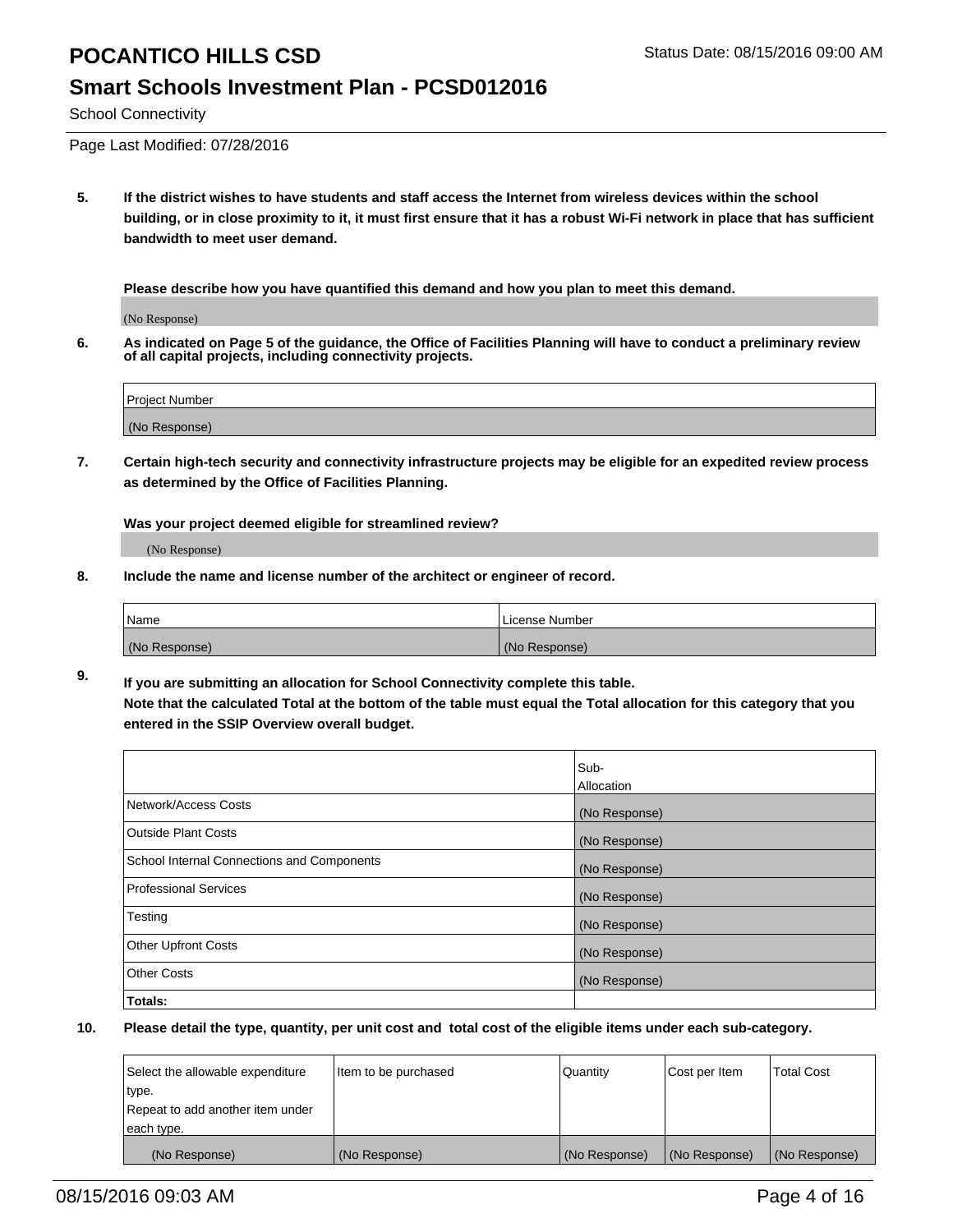School Connectivity

Page Last Modified: 07/28/2016

**5. If the district wishes to have students and staff access the Internet from wireless devices within the school building, or in close proximity to it, it must first ensure that it has a robust Wi-Fi network in place that has sufficient bandwidth to meet user demand.**

**Please describe how you have quantified this demand and how you plan to meet this demand.**

(No Response)

**6. As indicated on Page 5 of the guidance, the Office of Facilities Planning will have to conduct a preliminary review of all capital projects, including connectivity projects.**

| Project Number |
| --- |
| (No Response) |

**7. Certain high-tech security and connectivity infrastructure projects may be eligible for an expedited review process as determined by the Office of Facilities Planning.**

**Was your project deemed eligible for streamlined review?**

(No Response)

**8. Include the name and license number of the architect or engineer of record.**

| Name | License Number |
| --- | --- |
| (No Response) | (No Response) |

**9. If you are submitting an allocation for School Connectivity complete this table.**
**Note that the calculated Total at the bottom of the table must equal the Total allocation for this category that you entered in the SSIP Overview overall budget.**

| | Sub-Allocation |
| --- | --- |
| Network/Access Costs | (No Response) |
| Outside Plant Costs | (No Response) |
| School Internal Connections and Components | (No Response) |
| Professional Services | (No Response) |
| Testing | (No Response) |
| Other Upfront Costs | (No Response) |
| Other Costs | (No Response) |
| **Totals:** | |

**10. Please detail the type, quantity, per unit cost and total cost of the eligible items under each sub-category.**

| Select the allowable expenditure type. Repeat to add another item under each type. | Item to be purchased | Quantity | Cost per Item | Total Cost |
| --- | --- | --- | --- | --- |
| (No Response) | (No Response) | (No Response) | (No Response) | (No Response) |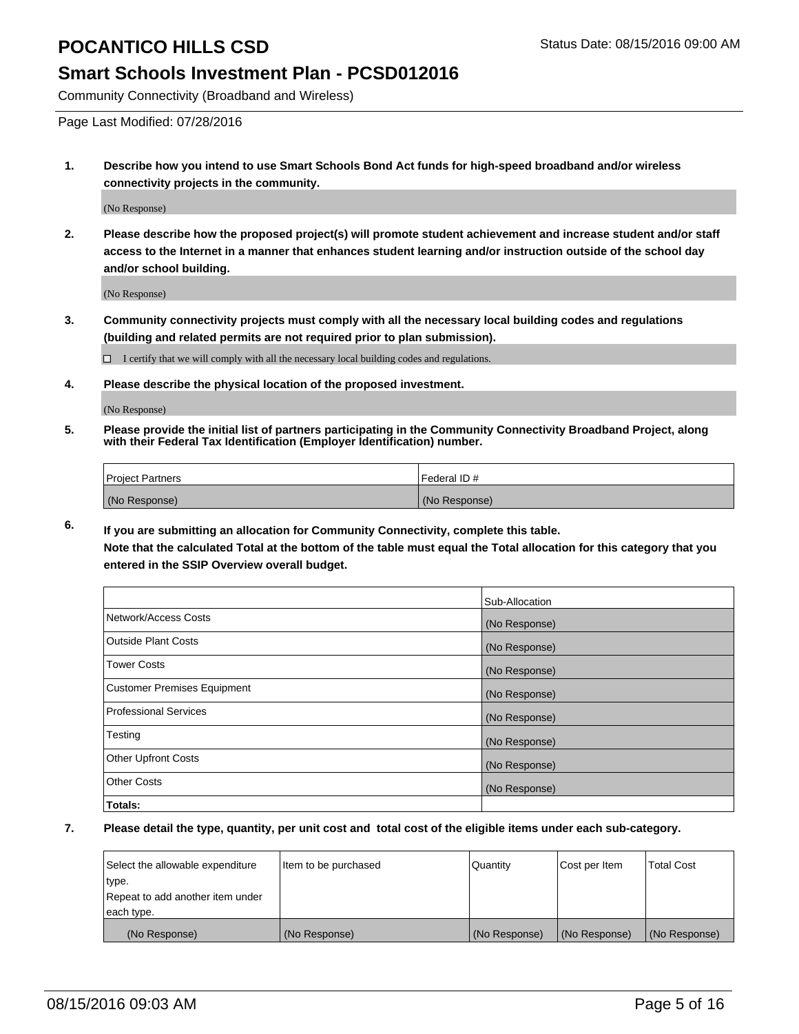# POCANTICO HILLS CSD

Status Date: 08/15/2016 09:00 AM

## Smart Schools Investment Plan - PCSD012016

Community Connectivity (Broadband and Wireless)

Page Last Modified: 07/28/2016

**1. Describe how you intend to use Smart Schools Bond Act funds for high-speed broadband and/or wireless connectivity projects in the community.**

(No Response)

**2. Please describe how the proposed project(s) will promote student achievement and increase student and/or staff access to the Internet in a manner that enhances student learning and/or instruction outside of the school day and/or school building.**

(No Response)

**3. Community connectivity projects must comply with all the necessary local building codes and regulations (building and related permits are not required prior to plan submission).**

☐ I certify that we will comply with all the necessary local building codes and regulations.

**4. Please describe the physical location of the proposed investment.**

(No Response)

**5. Please provide the initial list of partners participating in the Community Connectivity Broadband Project, along with their Federal Tax Identification (Employer Identification) number.**

| Project Partners | Federal ID # |
|---|---|
| (No Response) | (No Response) |

**6. If you are submitting an allocation for Community Connectivity, complete this table.**
**Note that the calculated Total at the bottom of the table must equal the Total allocation for this category that you entered in the SSIP Overview overall budget.**

| | Sub-Allocation |
|---|---|
| Network/Access Costs | (No Response) |
| Outside Plant Costs | (No Response) |
| Tower Costs | (No Response) |
| Customer Premises Equipment | (No Response) |
| Professional Services | (No Response) |
| Testing | (No Response) |
| Other Upfront Costs | (No Response) |
| Other Costs | (No Response) |
| **Totals:** | |

**7. Please detail the type, quantity, per unit cost and total cost of the eligible items under each sub-category.**

| Select the allowable expenditure type. Repeat to add another item under each type. | Item to be purchased | Quantity | Cost per Item | Total Cost |
|---|---|---|---|---|
| (No Response) | (No Response) | (No Response) | (No Response) | (No Response) |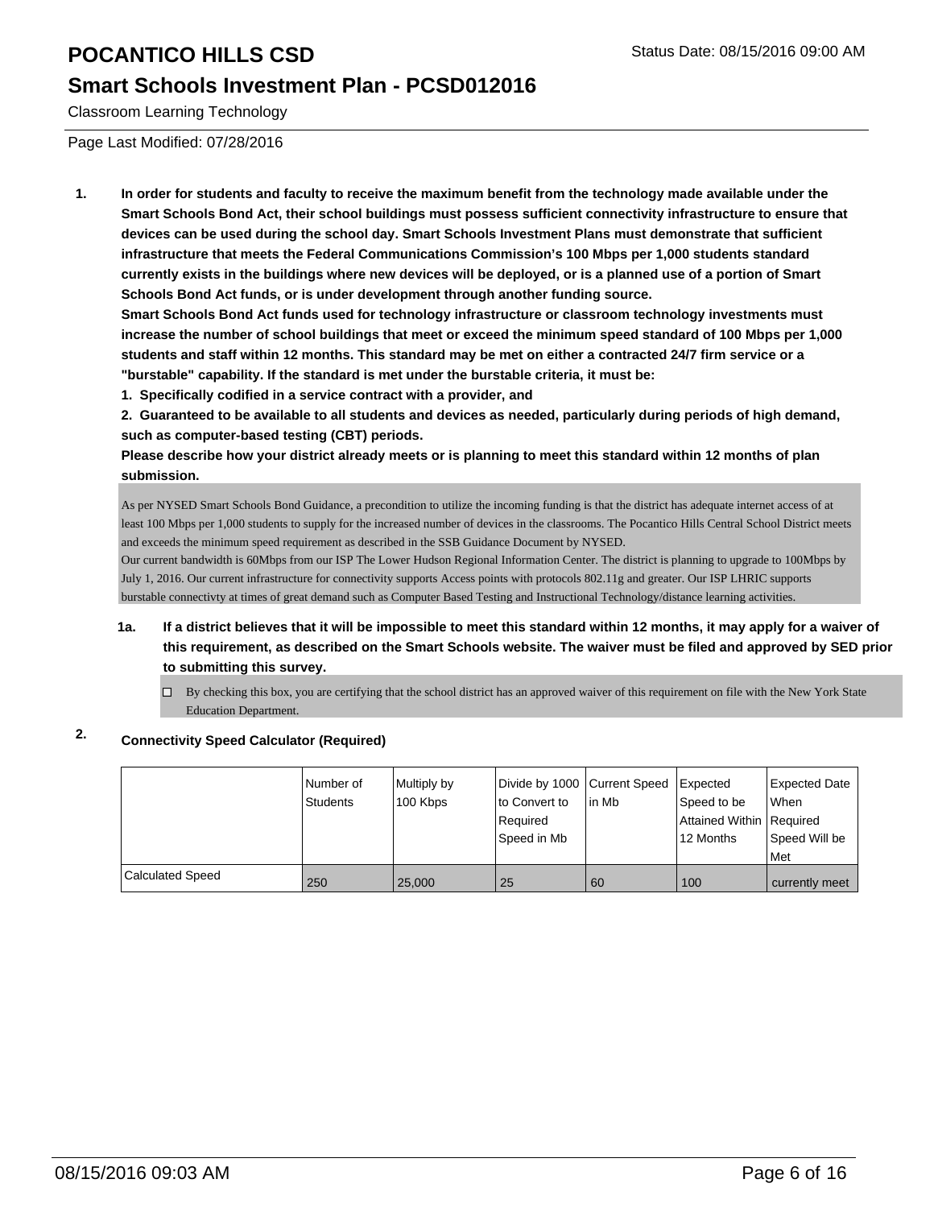# POCANTICO HILLS CSD

## Smart Schools Investment Plan - PCSD012016

Classroom Learning Technology

Status Date: 08/15/2016 09:00 AM

Page Last Modified: 07/28/2016

**1. In order for students and faculty to receive the maximum benefit from the technology made available under the Smart Schools Bond Act, their school buildings must possess sufficient connectivity infrastructure to ensure that devices can be used during the school day. Smart Schools Investment Plans must demonstrate that sufficient infrastructure that meets the Federal Communications Commission's 100 Mbps per 1,000 students standard currently exists in the buildings where new devices will be deployed, or is a planned use of a portion of Smart Schools Bond Act funds, or is under development through another funding source.**

**Smart Schools Bond Act funds used for technology infrastructure or classroom technology investments must increase the number of school buildings that meet or exceed the minimum speed standard of 100 Mbps per 1,000 students and staff within 12 months. This standard may be met on either a contracted 24/7 firm service or a "burstable" capability. If the standard is met under the burstable criteria, it must be:**

**1. Specifically codified in a service contract with a provider, and**

**2. Guaranteed to be available to all students and devices as needed, particularly during periods of high demand, such as computer-based testing (CBT) periods.**

**Please describe how your district already meets or is planning to meet this standard within 12 months of plan submission.**

As per NYSED Smart Schools Bond Guidance, a precondition to utilize the incoming funding is that the district has adequate internet access of at least 100 Mbps per 1,000 students to supply for the increased number of devices in the classrooms. The Pocantico Hills Central School District meets and exceeds the minimum speed requirement as described in the SSB Guidance Document by NYSED.
Our current bandwidth is 60Mbps from our ISP The Lower Hudson Regional Information Center. The district is planning to upgrade to 100Mbps by July 1, 2016. Our current infrastructure for connectivity supports Access points with protocols 802.11g and greater. Our ISP LHRIC supports burstable connectivty at times of great demand such as Computer Based Testing and Instructional Technology/distance learning activities.

**1a. If a district believes that it will be impossible to meet this standard within 12 months, it may apply for a waiver of this requirement, as described on the Smart Schools website. The waiver must be filed and approved by SED prior to submitting this survey.**

☐ By checking this box, you are certifying that the school district has an approved waiver of this requirement on file with the New York State Education Department.

**2. Connectivity Speed Calculator (Required)**

| | Number of Students | Multiply by 100 Kbps | Divide by 1000 to Convert to Required Speed in Mb | Current Speed in Mb | Expected Speed to be Attained Within 12 Months | Expected Date When Required Speed Will be Met |
|---|---|---|---|---|---|---|
| Calculated Speed | 250 | 25,000 | 25 | 60 | 100 | currently meet |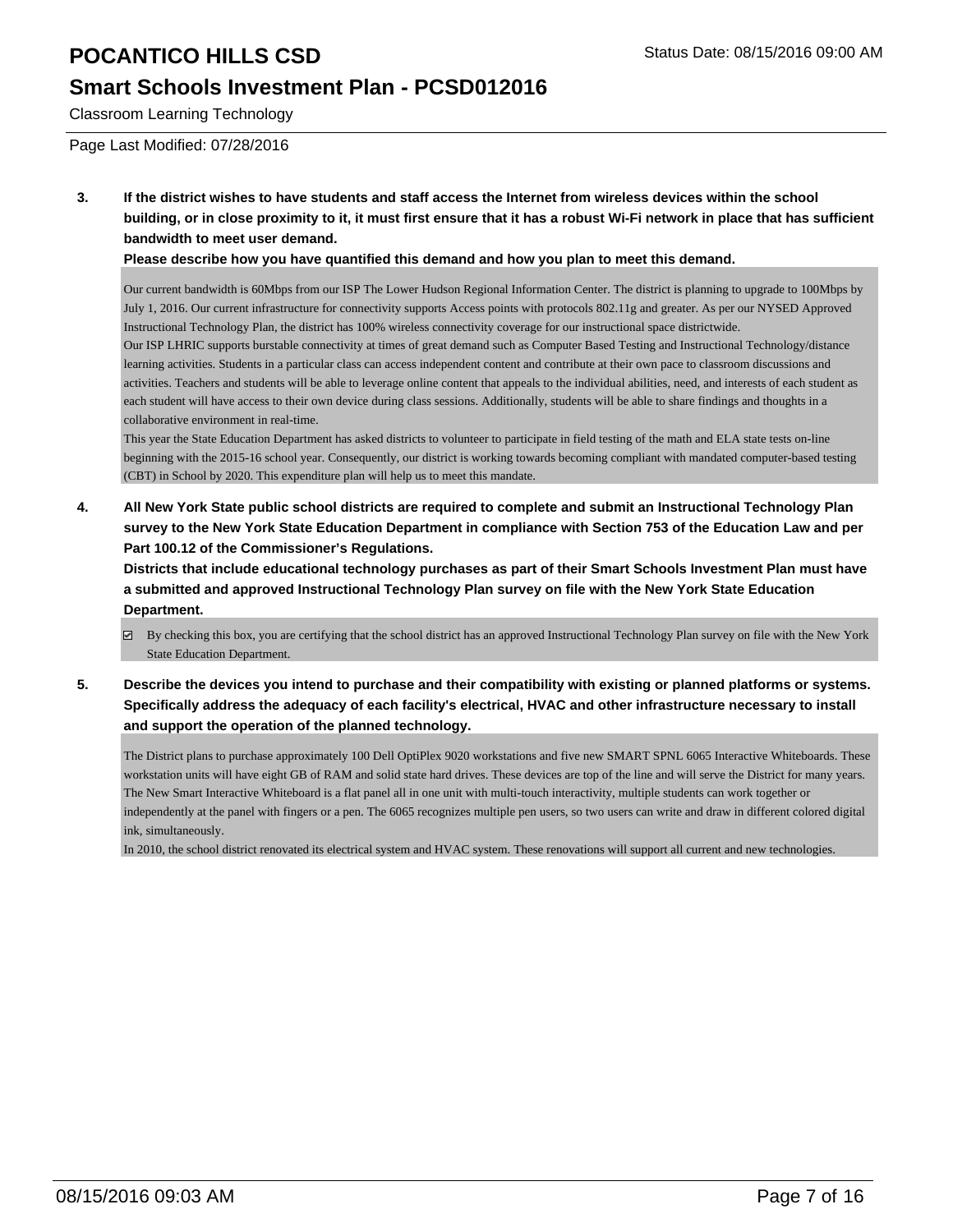**3. If the district wishes to have students and staff access the Internet from wireless devices within the school building, or in close proximity to it, it must first ensure that it has a robust Wi-Fi network in place that has sufficient bandwidth to meet user demand.**

**Please describe how you have quantified this demand and how you plan to meet this demand.**

Our current bandwidth is 60Mbps from our ISP The Lower Hudson Regional Information Center. The district is planning to upgrade to 100Mbps by July 1, 2016. Our current infrastructure for connectivity supports Access points with protocols 802.11g and greater. As per our NYSED Approved Instructional Technology Plan, the district has 100% wireless connectivity coverage for our instructional space districtwide.
Our ISP LHRIC supports burstable connectivity at times of great demand such as Computer Based Testing and Instructional Technology/distance learning activities. Students in a particular class can access independent content and contribute at their own pace to classroom discussions and activities. Teachers and students will be able to leverage online content that appeals to the individual abilities, need, and interests of each student as each student will have access to their own device during class sessions. Additionally, students will be able to share findings and thoughts in a collaborative environment in real-time.
This year the State Education Department has asked districts to volunteer to participate in field testing of the math and ELA state tests on-line beginning with the 2015-16 school year. Consequently, our district is working towards becoming compliant with mandated computer-based testing (CBT) in School by 2020. This expenditure plan will help us to meet this mandate.

**4. All New York State public school districts are required to complete and submit an Instructional Technology Plan survey to the New York State Education Department in compliance with Section 753 of the Education Law and per Part 100.12 of the Commissioner's Regulations.**

**Districts that include educational technology purchases as part of their Smart Schools Investment Plan must have a submitted and approved Instructional Technology Plan survey on file with the New York State Education Department.**

☑ By checking this box, you are certifying that the school district has an approved Instructional Technology Plan survey on file with the New York State Education Department.

**5. Describe the devices you intend to purchase and their compatibility with existing or planned platforms or systems. Specifically address the adequacy of each facility's electrical, HVAC and other infrastructure necessary to install and support the operation of the planned technology.**

The District plans to purchase approximately 100 Dell OptiPlex 9020 workstations and five new SMART SPNL 6065 Interactive Whiteboards. These workstation units will have eight GB of RAM and solid state hard drives. These devices are top of the line and will serve the District for many years. The New Smart Interactive Whiteboard is a flat panel all in one unit with multi-touch interactivity, multiple students can work together or independently at the panel with fingers or a pen. The 6065 recognizes multiple pen users, so two users can write and draw in different colored digital ink, simultaneously.
In 2010, the school district renovated its electrical system and HVAC system. These renovations will support all current and new technologies.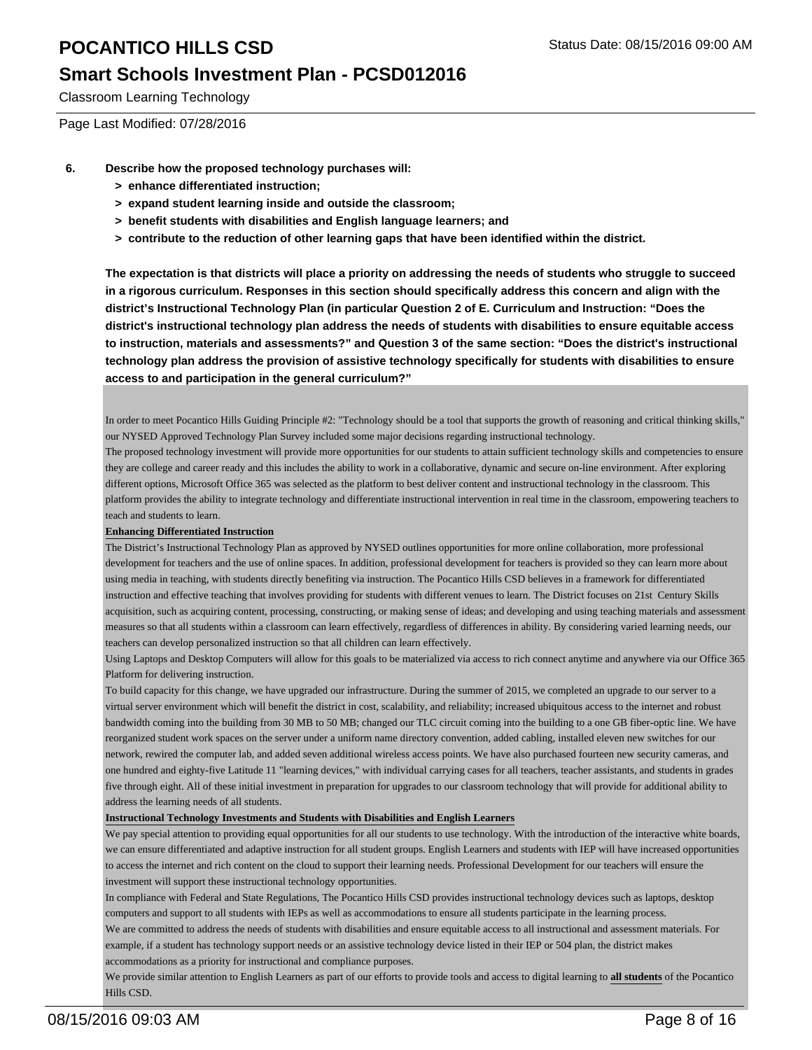# POCANTICO HILLS CSD

Status Date: 08/15/2016 09:00 AM

## Smart Schools Investment Plan - PCSD012016

Classroom Learning Technology

Page Last Modified: 07/28/2016

**6. Describe how the proposed technology purchases will:**

- **> enhance differentiated instruction;**
- **> expand student learning inside and outside the classroom;**
- **> benefit students with disabilities and English language learners; and**
- **> contribute to the reduction of other learning gaps that have been identified within the district.**

**The expectation is that districts will place a priority on addressing the needs of students who struggle to succeed in a rigorous curriculum. Responses in this section should specifically address this concern and align with the district's Instructional Technology Plan (in particular Question 2 of E. Curriculum and Instruction: "Does the district's instructional technology plan address the needs of students with disabilities to ensure equitable access to instruction, materials and assessments?" and Question 3 of the same section: "Does the district's instructional technology plan address the provision of assistive technology specifically for students with disabilities to ensure access to and participation in the general curriculum?"**

In order to meet Pocantico Hills Guiding Principle #2: "Technology should be a tool that supports the growth of reasoning and critical thinking skills," our NYSED Approved Technology Plan Survey included some major decisions regarding instructional technology.

The proposed technology investment will provide more opportunities for our students to attain sufficient technology skills and competencies to ensure they are college and career ready and this includes the ability to work in a collaborative, dynamic and secure on-line environment. After exploring different options, Microsoft Office 365 was selected as the platform to best deliver content and instructional technology in the classroom. This platform provides the ability to integrate technology and differentiate instructional intervention in real time in the classroom, empowering teachers to teach and students to learn.

**Enhancing Differentiated Instruction**

The District's Instructional Technology Plan as approved by NYSED outlines opportunities for more online collaboration, more professional development for teachers and the use of online spaces. In addition, professional development for teachers is provided so they can learn more about using media in teaching, with students directly benefiting via instruction. The Pocantico Hills CSD believes in a framework for differentiated instruction and effective teaching that involves providing for students with different venues to learn. The District focuses on 21st Century Skills acquisition, such as acquiring content, processing, constructing, or making sense of ideas; and developing and using teaching materials and assessment measures so that all students within a classroom can learn effectively, regardless of differences in ability. By considering varied learning needs, our teachers can develop personalized instruction so that all children can learn effectively.

Using Laptops and Desktop Computers will allow for this goals to be materialized via access to rich connect anytime and anywhere via our Office 365 Platform for delivering instruction.

To build capacity for this change, we have upgraded our infrastructure. During the summer of 2015, we completed an upgrade to our server to a virtual server environment which will benefit the district in cost, scalability, and reliability; increased ubiquitous access to the internet and robust bandwidth coming into the building from 30 MB to 50 MB; changed our TLC circuit coming into the building to a one GB fiber-optic line. We have reorganized student work spaces on the server under a uniform name directory convention, added cabling, installed eleven new switches for our network, rewired the computer lab, and added seven additional wireless access points. We have also purchased fourteen new security cameras, and one hundred and eighty-five Latitude 11 "learning devices," with individual carrying cases for all teachers, teacher assistants, and students in grades five through eight. All of these initial investment in preparation for upgrades to our classroom technology that will provide for additional ability to address the learning needs of all students.

**Instructional Technology Investments and Students with Disabilities and English Learners**

We pay special attention to providing equal opportunities for all our students to use technology. With the introduction of the interactive white boards, we can ensure differentiated and adaptive instruction for all student groups. English Learners and students with IEP will have increased opportunities to access the internet and rich content on the cloud to support their learning needs. Professional Development for our teachers will ensure the investment will support these instructional technology opportunities.

In compliance with Federal and State Regulations, The Pocantico Hills CSD provides instructional technology devices such as laptops, desktop computers and support to all students with IEPs as well as accommodations to ensure all students participate in the learning process.

We are committed to address the needs of students with disabilities and ensure equitable access to all instructional and assessment materials. For example, if a student has technology support needs or an assistive technology device listed in their IEP or 504 plan, the district makes accommodations as a priority for instructional and compliance purposes.

We provide similar attention to English Learners as part of our efforts to provide tools and access to digital learning to **all students** of the Pocantico Hills CSD.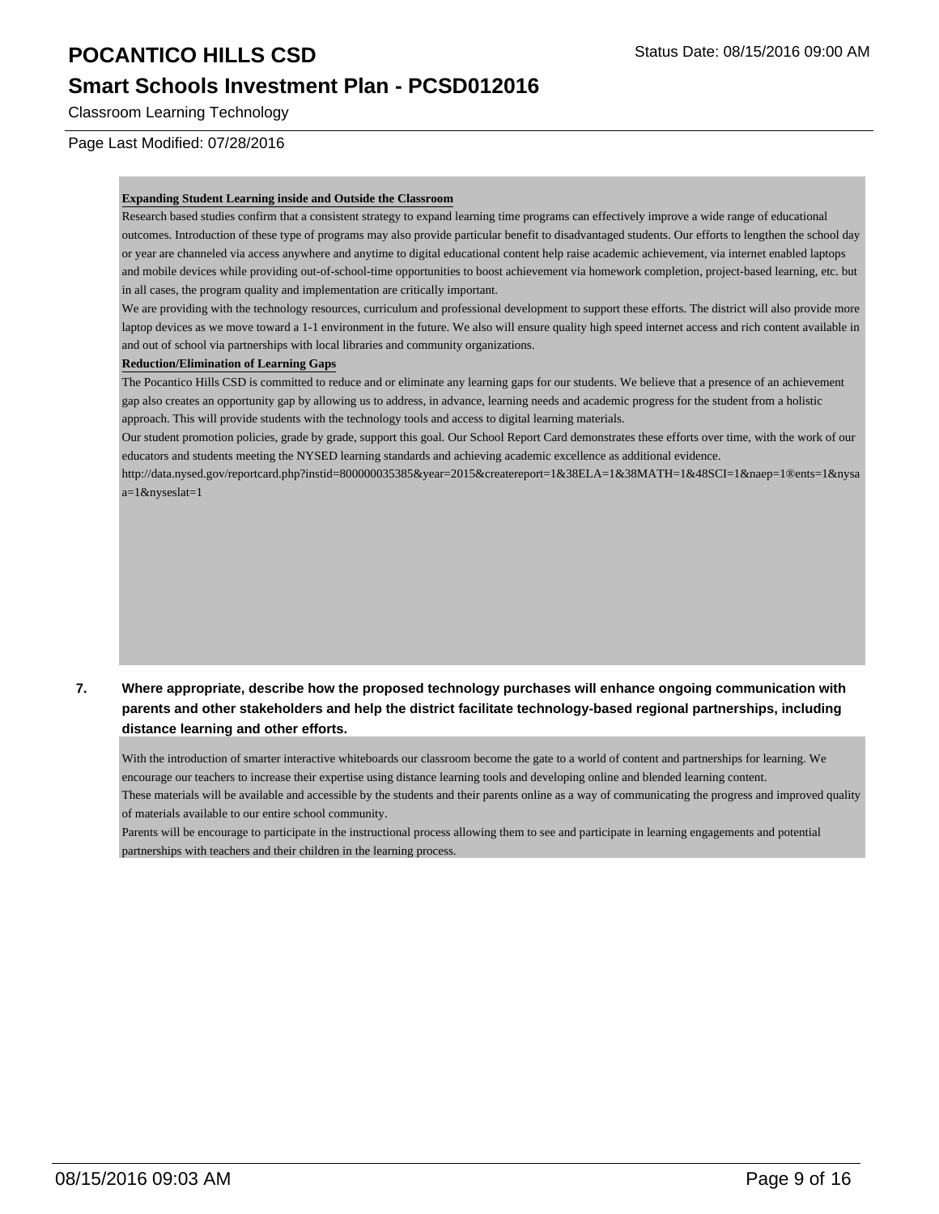Classroom Learning Technology

Page Last Modified: 07/28/2016

**Expanding Student Learning inside and Outside the Classroom**

Research based studies confirm that a consistent strategy to expand learning time programs can effectively improve a wide range of educational outcomes. Introduction of these type of programs may also provide particular benefit to disadvantaged students. Our efforts to lengthen the school day or year are channeled via access anywhere and anytime to digital educational content help raise academic achievement, via internet enabled laptops and mobile devices while providing out-of-school-time opportunities to boost achievement via homework completion, project-based learning, etc. but in all cases, the program quality and implementation are critically important.

We are providing with the technology resources, curriculum and professional development to support these efforts. The district will also provide more laptop devices as we move toward a 1-1 environment in the future. We also will ensure quality high speed internet access and rich content available in and out of school via partnerships with local libraries and community organizations.

**Reduction/Elimination of Learning Gaps**

The Pocantico Hills CSD is committed to reduce and or eliminate any learning gaps for our students. We believe that a presence of an achievement gap also creates an opportunity gap by allowing us to address, in advance, learning needs and academic progress for the student from a holistic approach. This will provide students with the technology tools and access to digital learning materials.

Our student promotion policies, grade by grade, support this goal. Our School Report Card demonstrates these efforts over time, with the work of our educators and students meeting the NYSED learning standards and achieving academic excellence as additional evidence.

http://data.nysed.gov/reportcard.php?instid=800000035385&year=2015&createreport=1&38ELA=1&38MATH=1&48SCI=1&naep=1®ents=1&nysaa=1&nyseslat=1

**7. Where appropriate, describe how the proposed technology purchases will enhance ongoing communication with parents and other stakeholders and help the district facilitate technology-based regional partnerships, including distance learning and other efforts.**

With the introduction of smarter interactive whiteboards our classroom become the gate to a world of content and partnerships for learning. We encourage our teachers to increase their expertise using distance learning tools and developing online and blended learning content.

These materials will be available and accessible by the students and their parents online as a way of communicating the progress and improved quality of materials available to our entire school community.

Parents will be encourage to participate in the instructional process allowing them to see and participate in learning engagements and potential partnerships with teachers and their children in the learning process.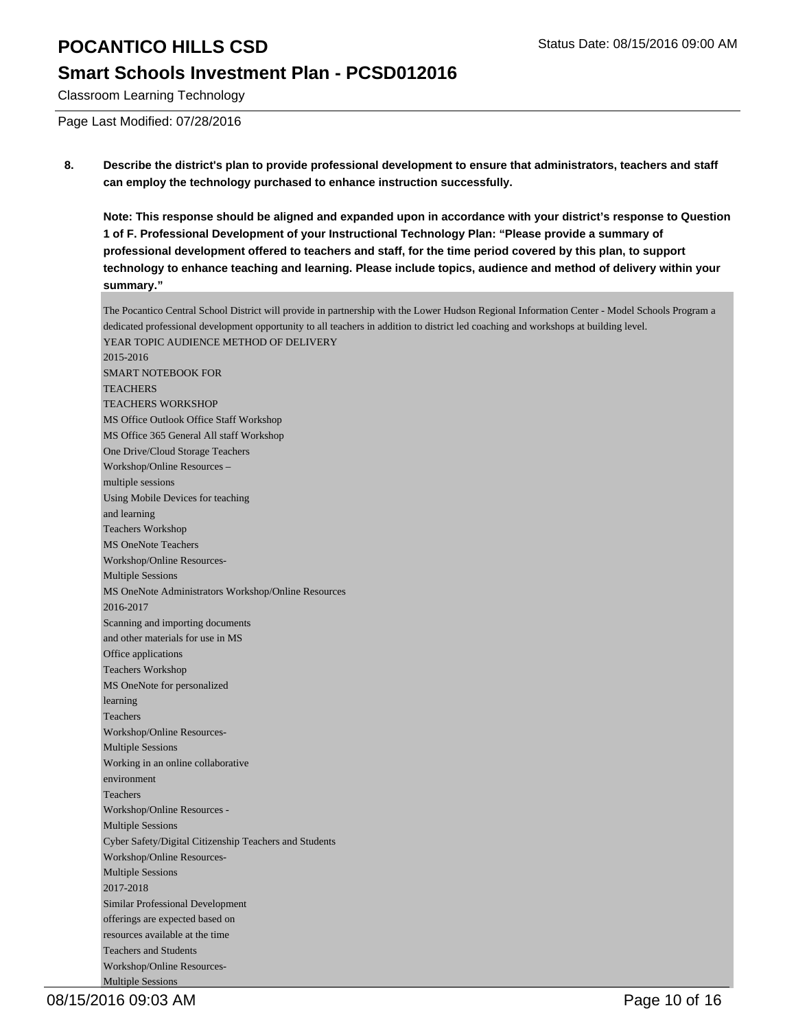# POCANTICO HILLS CSD

## Smart Schools Investment Plan - PCSD012016

Classroom Learning Technology

Page Last Modified: 07/28/2016

**8. Describe the district's plan to provide professional development to ensure that administrators, teachers and staff can employ the technology purchased to enhance instruction successfully.**

**Note: This response should be aligned and expanded upon in accordance with your district's response to Question 1 of F. Professional Development of your Instructional Technology Plan: "Please provide a summary of professional development offered to teachers and staff, for the time period covered by this plan, to support technology to enhance teaching and learning. Please include topics, audience and method of delivery within your summary."**

The Pocantico Central School District will provide in partnership with the Lower Hudson Regional Information Center - Model Schools Program a dedicated professional development opportunity to all teachers in addition to district led coaching and workshops at building level.
YEAR TOPIC AUDIENCE METHOD OF DELIVERY
2015-2016
SMART NOTEBOOK FOR
TEACHERS
TEACHERS WORKSHOP
MS Office Outlook Office Staff Workshop
MS Office 365 General All staff Workshop
One Drive/Cloud Storage Teachers
Workshop/Online Resources –
multiple sessions
Using Mobile Devices for teaching
and learning
Teachers Workshop
MS OneNote Teachers
Workshop/Online Resources-
Multiple Sessions
MS OneNote Administrators Workshop/Online Resources
2016-2017
Scanning and importing documents
and other materials for use in MS
Office applications
Teachers Workshop
MS OneNote for personalized
learning
Teachers
Workshop/Online Resources-
Multiple Sessions
Working in an online collaborative
environment
Teachers
Workshop/Online Resources -
Multiple Sessions
Cyber Safety/Digital Citizenship Teachers and Students
Workshop/Online Resources-
Multiple Sessions
2017-2018
Similar Professional Development
offerings are expected based on
resources available at the time
Teachers and Students
Workshop/Online Resources-
Multiple Sessions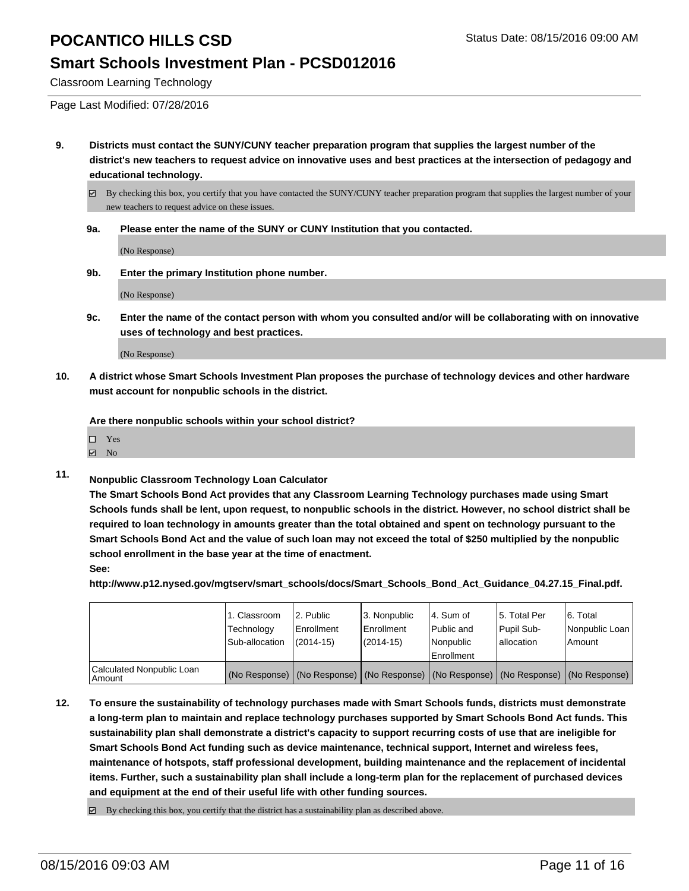# POCANTICO HILLS CSD

## Smart Schools Investment Plan - PCSD012016

Classroom Learning Technology

Page Last Modified: 07/28/2016

**9. Districts must contact the SUNY/CUNY teacher preparation program that supplies the largest number of the district's new teachers to request advice on innovative uses and best practices at the intersection of pedagogy and educational technology.**

☑ By checking this box, you certify that you have contacted the SUNY/CUNY teacher preparation program that supplies the largest number of your new teachers to request advice on these issues.

**9a. Please enter the name of the SUNY or CUNY Institution that you contacted.**

(No Response)

**9b. Enter the primary Institution phone number.**

(No Response)

**9c. Enter the name of the contact person with whom you consulted and/or will be collaborating with on innovative uses of technology and best practices.**

(No Response)

**10. A district whose Smart Schools Investment Plan proposes the purchase of technology devices and other hardware must account for nonpublic schools in the district.**

**Are there nonpublic schools within your school district?**

☐ Yes
☑ No

**11. Nonpublic Classroom Technology Loan Calculator**

**The Smart Schools Bond Act provides that any Classroom Learning Technology purchases made using Smart Schools funds shall be lent, upon request, to nonpublic schools in the district. However, no school district shall be required to loan technology in amounts greater than the total obtained and spent on technology pursuant to the Smart Schools Bond Act and the value of such loan may not exceed the total of $250 multiplied by the nonpublic school enrollment in the base year at the time of enactment.**

**See:**

**http://www.p12.nysed.gov/mgtserv/smart_schools/docs/Smart_Schools_Bond_Act_Guidance_04.27.15_Final.pdf.**

| | 1. Classroom Technology Sub-allocation | 2. Public Enrollment (2014-15) | 3. Nonpublic Enrollment (2014-15) | 4. Sum of Public and Nonpublic Enrollment | 5. Total Per Pupil Sub-allocation | 6. Total Nonpublic Loan Amount |
|---|---|---|---|---|---|---|
| Calculated Nonpublic Loan Amount | (No Response) | (No Response) | (No Response) | (No Response) | (No Response) | (No Response) |

**12. To ensure the sustainability of technology purchases made with Smart Schools funds, districts must demonstrate a long-term plan to maintain and replace technology purchases supported by Smart Schools Bond Act funds. This sustainability plan shall demonstrate a district's capacity to support recurring costs of use that are ineligible for Smart Schools Bond Act funding such as device maintenance, technical support, Internet and wireless fees, maintenance of hotspots, staff professional development, building maintenance and the replacement of incidental items. Further, such a sustainability plan shall include a long-term plan for the replacement of purchased devices and equipment at the end of their useful life with other funding sources.**

☑ By checking this box, you certify that the district has a sustainability plan as described above.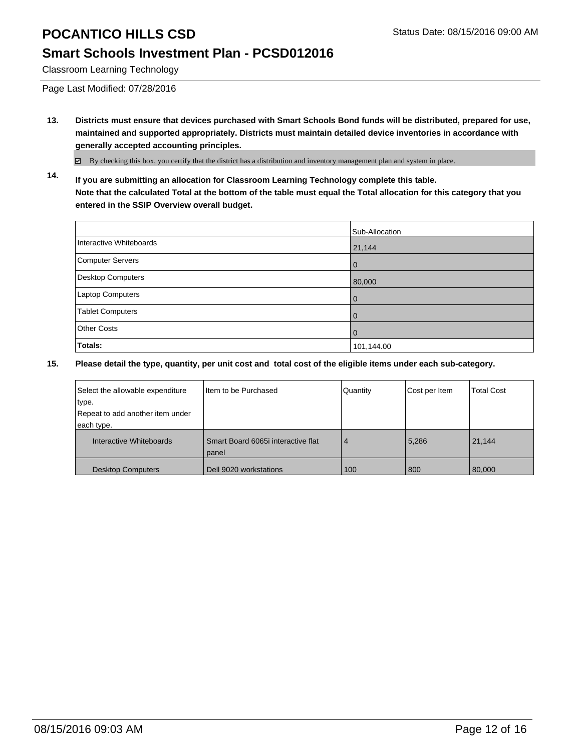# POCANTICO HILLS CSD

Status Date: 08/15/2016 09:00 AM

## Smart Schools Investment Plan - PCSD012016

Classroom Learning Technology

Page Last Modified: 07/28/2016

**13. Districts must ensure that devices purchased with Smart Schools Bond funds will be distributed, prepared for use, maintained and supported appropriately. Districts must maintain detailed device inventories in accordance with generally accepted accounting principles.**

☑ By checking this box, you certify that the district has a distribution and inventory management plan and system in place.

**14. If you are submitting an allocation for Classroom Learning Technology complete this table. Note that the calculated Total at the bottom of the table must equal the Total allocation for this category that you entered in the SSIP Overview overall budget.**

| | Sub-Allocation |
|---|---|
| Interactive Whiteboards | 21,144 |
| Computer Servers | 0 |
| Desktop Computers | 80,000 |
| Laptop Computers | 0 |
| Tablet Computers | 0 |
| Other Costs | 0 |
| **Totals:** | 101,144.00 |

**15. Please detail the type, quantity, per unit cost and total cost of the eligible items under each sub-category.**

| Select the allowable expenditure type. Repeat to add another item under each type. | Item to be Purchased | Quantity | Cost per Item | Total Cost |
|---|---|---|---|---|
| Interactive Whiteboards | Smart Board 6065i interactive flat panel | 4 | 5,286 | 21,144 |
| Desktop Computers | Dell 9020 workstations | 100 | 800 | 80,000 |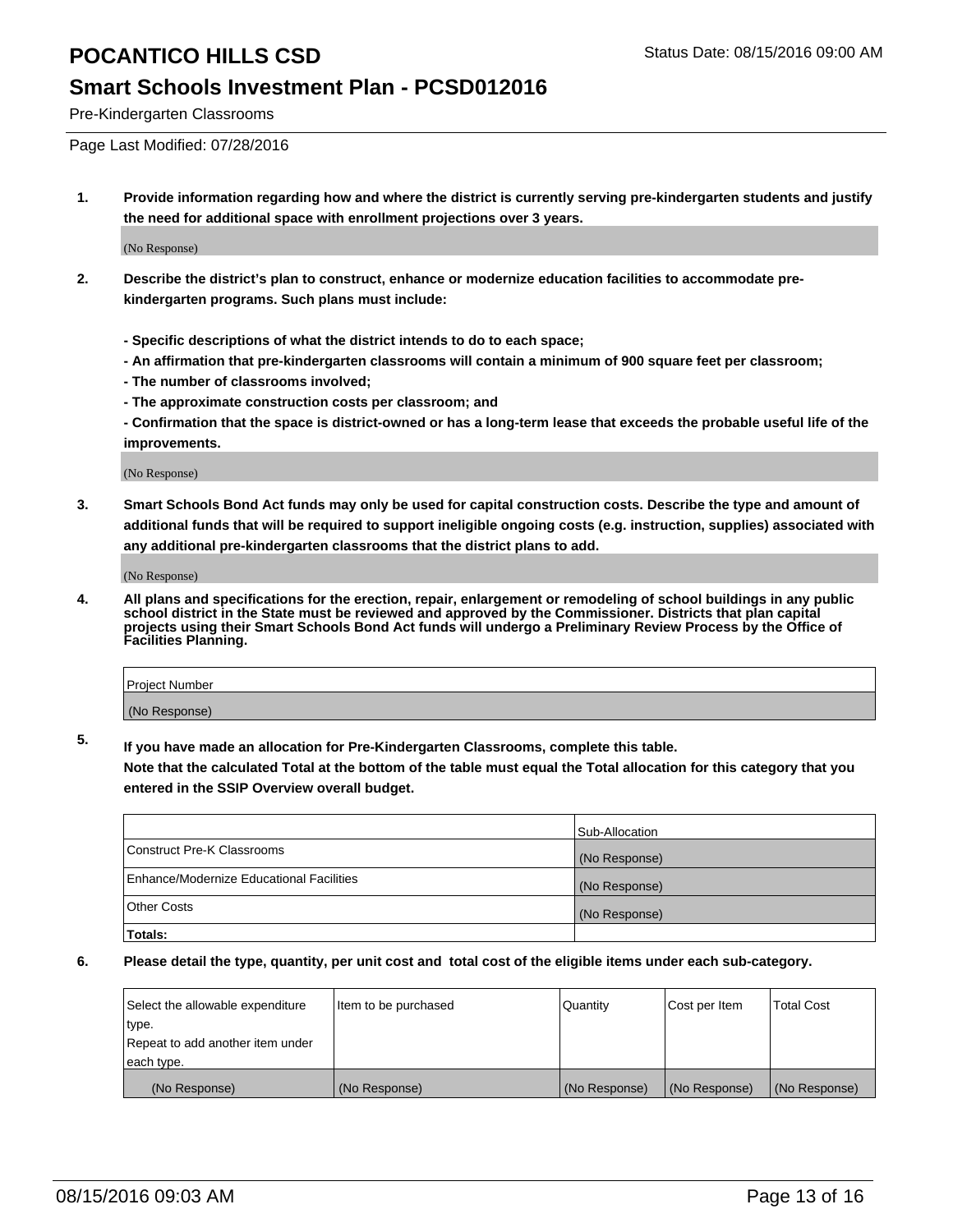# POCANTICO HILLS CSD

Status Date: 08/15/2016 09:00 AM

## Smart Schools Investment Plan - PCSD012016

Pre-Kindergarten Classrooms

Page Last Modified: 07/28/2016

**1. Provide information regarding how and where the district is currently serving pre-kindergarten students and justify the need for additional space with enrollment projections over 3 years.**

(No Response)

**2. Describe the district's plan to construct, enhance or modernize education facilities to accommodate pre-kindergarten programs. Such plans must include:**

**- Specific descriptions of what the district intends to do to each space;**
**- An affirmation that pre-kindergarten classrooms will contain a minimum of 900 square feet per classroom;**
**- The number of classrooms involved;**
**- The approximate construction costs per classroom; and**
**- Confirmation that the space is district-owned or has a long-term lease that exceeds the probable useful life of the improvements.**

(No Response)

**3. Smart Schools Bond Act funds may only be used for capital construction costs. Describe the type and amount of additional funds that will be required to support ineligible ongoing costs (e.g. instruction, supplies) associated with any additional pre-kindergarten classrooms that the district plans to add.**

(No Response)

**4. All plans and specifications for the erection, repair, enlargement or remodeling of school buildings in any public school district in the State must be reviewed and approved by the Commissioner. Districts that plan capital projects using their Smart Schools Bond Act funds will undergo a Preliminary Review Process by the Office of Facilities Planning.**

| Project Number |
| --- |
| (No Response) |

**5. If you have made an allocation for Pre-Kindergarten Classrooms, complete this table.**
**Note that the calculated Total at the bottom of the table must equal the Total allocation for this category that you entered in the SSIP Overview overall budget.**

| | Sub-Allocation |
| --- | --- |
| Construct Pre-K Classrooms | (No Response) |
| Enhance/Modernize Educational Facilities | (No Response) |
| Other Costs | (No Response) |
| **Totals:** | |

**6. Please detail the type, quantity, per unit cost and total cost of the eligible items under each sub-category.**

| Select the allowable expenditure type. Repeat to add another item under each type. | Item to be purchased | Quantity | Cost per Item | Total Cost |
| --- | --- | --- | --- | --- |
| (No Response) | (No Response) | (No Response) | (No Response) | (No Response) |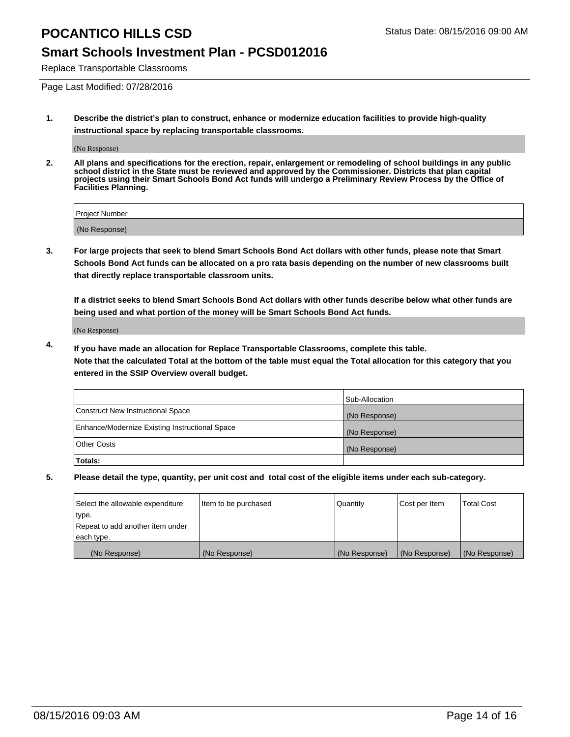# POCANTICO HILLS CSD

Status Date: 08/15/2016 09:00 AM

## Smart Schools Investment Plan - PCSD012016

Replace Transportable Classrooms

Page Last Modified: 07/28/2016

**1. Describe the district's plan to construct, enhance or modernize education facilities to provide high-quality instructional space by replacing transportable classrooms.**

(No Response)

**2. All plans and specifications for the erection, repair, enlargement or remodeling of school buildings in any public school district in the State must be reviewed and approved by the Commissioner. Districts that plan capital projects using their Smart Schools Bond Act funds will undergo a Preliminary Review Process by the Office of Facilities Planning.**

| Project Number |
|---|
| (No Response) |

**3. For large projects that seek to blend Smart Schools Bond Act dollars with other funds, please note that Smart Schools Bond Act funds can be allocated on a pro rata basis depending on the number of new classrooms built that directly replace transportable classroom units.**

**If a district seeks to blend Smart Schools Bond Act dollars with other funds describe below what other funds are being used and what portion of the money will be Smart Schools Bond Act funds.**

(No Response)

**4. If you have made an allocation for Replace Transportable Classrooms, complete this table. Note that the calculated Total at the bottom of the table must equal the Total allocation for this category that you entered in the SSIP Overview overall budget.**

| | Sub-Allocation |
|---|---|
| Construct New Instructional Space | (No Response) |
| Enhance/Modernize Existing Instructional Space | (No Response) |
| Other Costs | (No Response) |
| **Totals:** | |

**5. Please detail the type, quantity, per unit cost and total cost of the eligible items under each sub-category.**

| Select the allowable expenditure type. Repeat to add another item under each type. | Item to be purchased | Quantity | Cost per Item | Total Cost |
|---|---|---|---|---|
| (No Response) | (No Response) | (No Response) | (No Response) | (No Response) |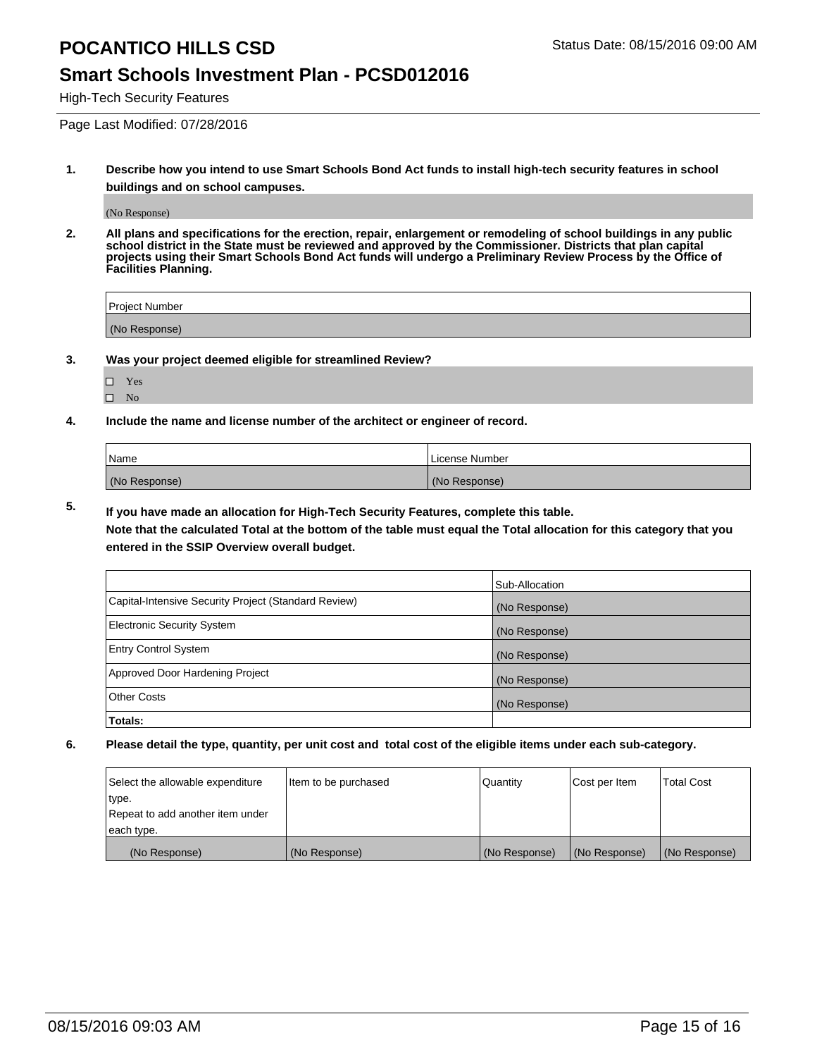# POCANTICO HILLS CSD

Status Date: 08/15/2016 09:00 AM

## Smart Schools Investment Plan - PCSD012016

High-Tech Security Features

Page Last Modified: 07/28/2016

**1. Describe how you intend to use Smart Schools Bond Act funds to install high-tech security features in school buildings and on school campuses.**

(No Response)

**2. All plans and specifications for the erection, repair, enlargement or remodeling of school buildings in any public school district in the State must be reviewed and approved by the Commissioner. Districts that plan capital projects using their Smart Schools Bond Act funds will undergo a Preliminary Review Process by the Office of Facilities Planning.**

| Project Number |
|---|
| (No Response) |

**3. Was your project deemed eligible for streamlined Review?**

- ☐ Yes
- ☐ No

**4. Include the name and license number of the architect or engineer of record.**

| Name | License Number |
|---|---|
| (No Response) | (No Response) |

**5. If you have made an allocation for High-Tech Security Features, complete this table.**
**Note that the calculated Total at the bottom of the table must equal the Total allocation for this category that you entered in the SSIP Overview overall budget.**

| | Sub-Allocation |
|---|---|
| Capital-Intensive Security Project (Standard Review) | (No Response) |
| Electronic Security System | (No Response) |
| Entry Control System | (No Response) |
| Approved Door Hardening Project | (No Response) |
| Other Costs | (No Response) |
| **Totals:** | |

**6. Please detail the type, quantity, per unit cost and total cost of the eligible items under each sub-category.**

| Select the allowable expenditure type. Repeat to add another item under each type. | Item to be purchased | Quantity | Cost per Item | Total Cost |
|---|---|---|---|---|
| (No Response) | (No Response) | (No Response) | (No Response) | (No Response) |